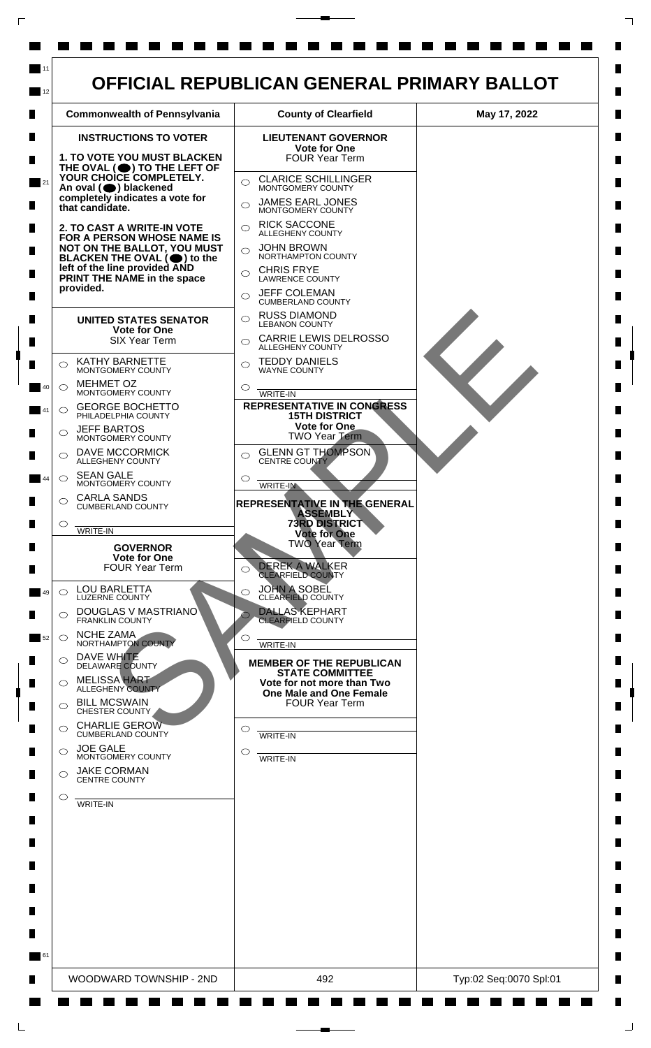# OFFICIAL REPUBLICAN GENERAL PRIMARY BALLOT

| Commonwealth of Pennsylvania | County of Clearfield | May 17, 2022 |
|---|---|---|

**INSTRUCTIONS TO VOTER**

**1. TO VOTE YOU MUST BLACKEN THE OVAL (●) TO THE LEFT OF YOUR CHOICE COMPLETELY. An oval (●) blackened completely indicates a vote for that candidate.**

**2. TO CAST A WRITE-IN VOTE FOR A PERSON WHOSE NAME IS NOT ON THE BALLOT, YOU MUST BLACKEN THE OVAL (●) to the left of the line provided AND PRINT THE NAME in the space provided.**

## UNITED STATES SENATOR
**Vote for One**
SIX Year Term

- ○ KATHY BARNETTE — MONTGOMERY COUNTY
- ○ MEHMET OZ — MONTGOMERY COUNTY
- ○ GEORGE BOCHETTO — PHILADELPHIA COUNTY
- ○ JEFF BARTOS — MONTGOMERY COUNTY
- ○ DAVE MCCORMICK — ALLEGHENY COUNTY
- ○ SEAN GALE — MONTGOMERY COUNTY
- ○ CARLA SANDS — CUMBERLAND COUNTY
- ○ ________ WRITE-IN

## GOVERNOR
**Vote for One**
FOUR Year Term

- ○ LOU BARLETTA — LUZERNE COUNTY
- ○ DOUGLAS V MASTRIANO — FRANKLIN COUNTY
- ○ NCHE ZAMA — NORTHAMPTON COUNTY
- ○ DAVE WHITE — DELAWARE COUNTY
- ○ MELISSA HART — ALLEGHENY COUNTY
- ○ BILL MCSWAIN — CHESTER COUNTY
- ○ CHARLIE GEROW — CUMBERLAND COUNTY
- ○ JOE GALE — MONTGOMERY COUNTY
- ○ JAKE CORMAN — CENTRE COUNTY
- ○ ________ WRITE-IN

## LIEUTENANT GOVERNOR
**Vote for One**
FOUR Year Term

- ○ CLARICE SCHILLINGER — MONTGOMERY COUNTY
- ○ JAMES EARL JONES — MONTGOMERY COUNTY
- ○ RICK SACCONE — ALLEGHENY COUNTY
- ○ JOHN BROWN — NORTHAMPTON COUNTY
- ○ CHRIS FRYE — LAWRENCE COUNTY
- ○ JEFF COLEMAN — CUMBERLAND COUNTY
- ○ RUSS DIAMOND — LEBANON COUNTY
- ○ CARRIE LEWIS DELROSSO — ALLEGHENY COUNTY
- ○ TEDDY DANIELS — WAYNE COUNTY
- ○ ________ WRITE-IN

## REPRESENTATIVE IN CONGRESS
**15TH DISTRICT**
**Vote for One**
TWO Year Term

- ○ GLENN GT THOMPSON — CENTRE COUNTY
- ○ ________ WRITE-IN

## REPRESENTATIVE IN THE GENERAL ASSEMBLY
**73RD DISTRICT**
**Vote for One**
TWO Year Term

- ○ DEREK A WALKER — CLEARFIELD COUNTY
- ○ JOHN A SOBEL — CLEARFIELD COUNTY
- ○ DALLAS KEPHART — CLEARFIELD COUNTY
- ○ ________ WRITE-IN

## MEMBER OF THE REPUBLICAN STATE COMMITTEE
**Vote for not more than Two**
**One Male and One Female**
FOUR Year Term

- ○ ________ WRITE-IN
- ○ ________ WRITE-IN

SAMPLE

| WOODWARD TOWNSHIP - 2ND | 492 | Typ:02 Seq:0070 Spl:01 |
|---|---|---|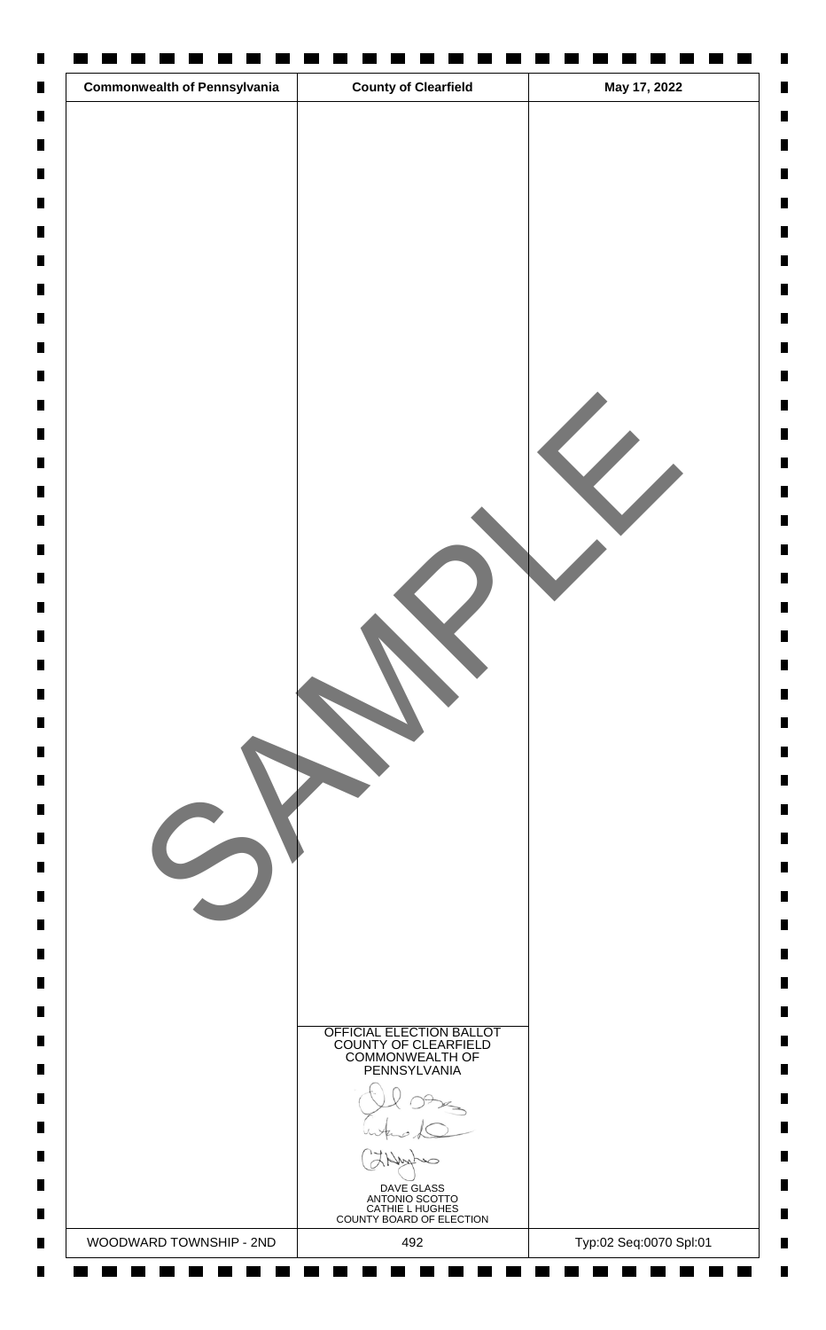| Commonwealth of Pennsylvania | County of Clearfield | May 17, 2022 |
|---|---|---|
| | OFFICIAL ELECTION BALLOT COUNTY OF CLEARFIELD COMMONWEALTH OF PENNSYLVANIA | |
| | DAVE GLASS ANTONIO SCOTTO CATHIE L HUGHES COUNTY BOARD OF ELECTION | |
| WOODWARD TOWNSHIP - 2ND | 492 | Typ:02 Seq:0070 Spl:01 |

SAMPLE